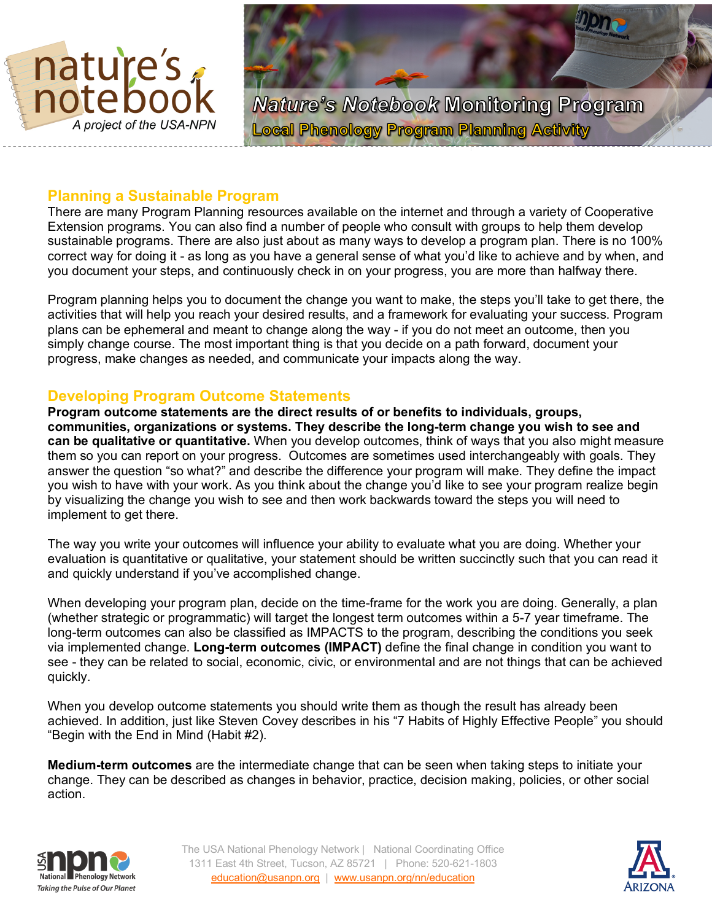# *Nature's Notebook* Monitoring Program

## Local Phenology Program Planning Activity

## Planning a Sustainable Program

There are many Program Planning resources available on the internet and through a variety of Cooperative Extension programs. You can also find a number of people who consult with groups to help them develop sustainable programs. There are also just about as many ways to develop a program plan. There is no 100% correct way for doing it - as long as you have a general sense of what you'd like to achieve and by when, and you document your steps, and continuously check in on your progress, you are more than halfway there.

Program planning helps you to document the change you want to make, the steps you'll take to get there, the activities that will help you reach your desired results, and a framework for evaluating your success. Program plans can be ephemeral and meant to change along the way - if you do not meet an outcome, then you simply change course. The most important thing is that you decide on a path forward, document your progress, make changes as needed, and communicate your impacts along the way.

## Developing Program Outcome Statements

**Program outcome statements are the direct results of or benefits to individuals, groups, communities, organizations or systems. They describe the long-term change you wish to see and can be qualitative or quantitative.** When you develop outcomes, think of ways that you also might measure them so you can report on your progress. Outcomes are sometimes used interchangeably with goals. They answer the question "so what?" and describe the difference your program will make. They define the impact you wish to have with your work. As you think about the change you'd like to see your program realize begin by visualizing the change you wish to see and then work backwards toward the steps you will need to implement to get there.

The way you write your outcomes will influence your ability to evaluate what you are doing. Whether your evaluation is quantitative or qualitative, your statement should be written succinctly such that you can read it and quickly understand if you've accomplished change.

When developing your program plan, decide on the time-frame for the work you are doing. Generally, a plan (whether strategic or programmatic) will target the longest term outcomes within a 5-7 year timeframe. The long-term outcomes can also be classified as IMPACTS to the program, describing the conditions you seek via implemented change. **Long-term outcomes (IMPACT)** define the final change in condition you want to see - they can be related to social, economic, civic, or environmental and are not things that can be achieved quickly.

When you develop outcome statements you should write them as though the result has already been achieved. In addition, just like Steven Covey describes in his "7 Habits of Highly Effective People" you should "Begin with the End in Mind (Habit #2).

**Medium-term outcomes** are the intermediate change that can be seen when taking steps to initiate your change. They can be described as changes in behavior, practice, decision making, policies, or other social action.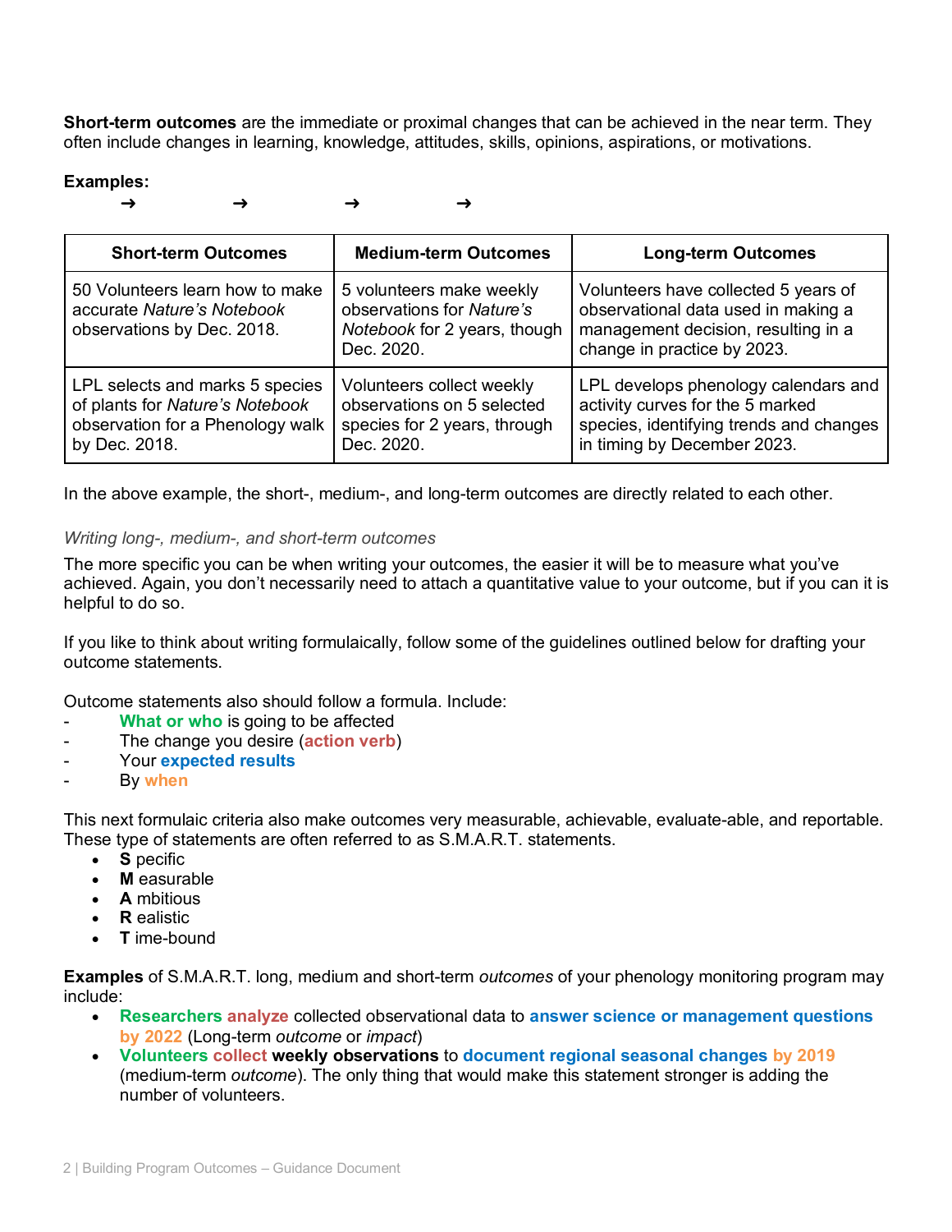**Short-term outcomes** are the immediate or proximal changes that can be achieved in the near term. They often include changes in learning, knowledge, attitudes, skills, opinions, aspirations, or motivations.

**Examples:**

➔ ➔ ➔ ➔

| Short-term Outcomes | Medium-term Outcomes | Long-term Outcomes |
|---|---|---|
| 50 Volunteers learn how to make accurate *Nature's Notebook* observations by Dec. 2018. | 5 volunteers make weekly observations for *Nature's Notebook* for 2 years, though Dec. 2020. | Volunteers have collected 5 years of observational data used in making a management decision, resulting in a change in practice by 2023. |
| LPL selects and marks 5 species of plants for *Nature's Notebook* observation for a Phenology walk by Dec. 2018. | Volunteers collect weekly observations on 5 selected species for 2 years, through Dec. 2020. | LPL develops phenology calendars and activity curves for the 5 marked species, identifying trends and changes in timing by December 2023. |

In the above example, the short-, medium-, and long-term outcomes are directly related to each other.

*Writing long-, medium-, and short-term outcomes*

The more specific you can be when writing your outcomes, the easier it will be to measure what you've achieved. Again, you don't necessarily need to attach a quantitative value to your outcome, but if you can it is helpful to do so.

If you like to think about writing formulaically, follow some of the guidelines outlined below for drafting your outcome statements.

Outcome statements also should follow a formula. Include:

- **What or who** is going to be affected
- The change you desire (**action verb**)
- Your **expected results**
- By **when**

This next formulaic criteria also make outcomes very measurable, achievable, evaluate-able, and reportable. These type of statements are often referred to as S.M.A.R.T. statements.

- **S** pecific
- **M** easurable
- **A** mbitious
- **R** ealistic
- **T** ime-bound

**Examples** of S.M.A.R.T. long, medium and short-term *outcomes* of your phenology monitoring program may include:

- **Researchers analyze** collected observational data to **answer science or management questions by 2022** (Long-term *outcome* or *impact*)
- **Volunteers collect weekly observations** to **document regional seasonal changes by 2019** (medium-term *outcome*). The only thing that would make this statement stronger is adding the number of volunteers.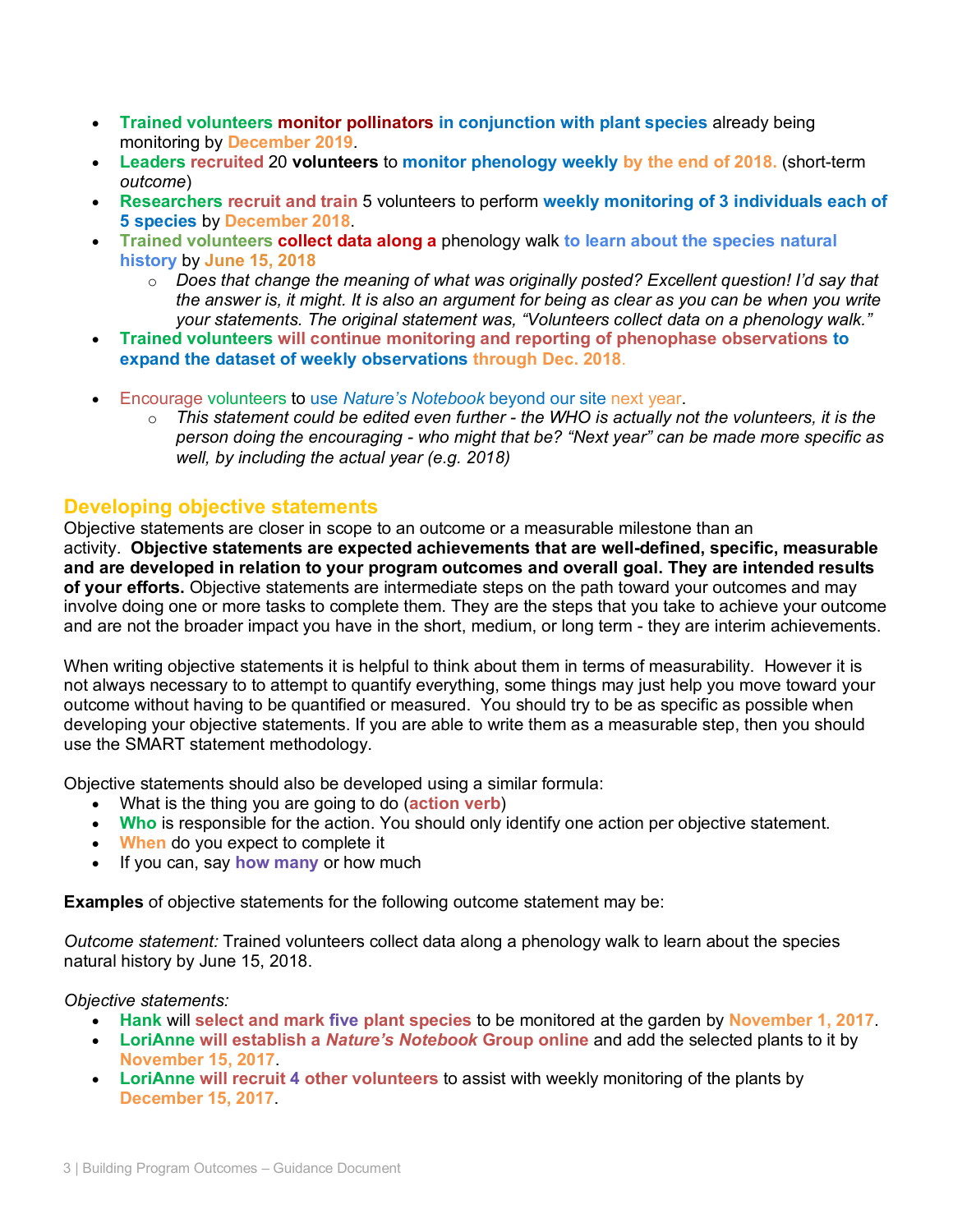- **Trained volunteers monitor pollinators in conjunction with plant species** already being monitoring by **December 2019**.
- **Leaders recruited** 20 **volunteers** to **monitor phenology weekly by the end of 2018.** (short-term *outcome*)
- **Researchers recruit and train** 5 volunteers to perform **weekly monitoring of 3 individuals each of 5 species** by **December 2018**.
- **Trained volunteers collect data along a** phenology walk **to learn about the species natural history** by **June 15, 2018**
  - *Does that change the meaning of what was originally posted? Excellent question! I'd say that the answer is, it might. It is also an argument for being as clear as you can be when you write your statements. The original statement was, "Volunteers collect data on a phenology walk."*
- **Trained volunteers will continue monitoring and reporting of phenophase observations to expand the dataset of weekly observations through Dec. 2018**.

- Encourage volunteers to use *Nature's Notebook* beyond our site next year.
  - *This statement could be edited even further - the WHO is actually not the volunteers, it is the person doing the encouraging - who might that be? "Next year" can be made more specific as well, by including the actual year (e.g. 2018)*

## Developing objective statements

Objective statements are closer in scope to an outcome or a measurable milestone than an activity. **Objective statements are expected achievements that are well-defined, specific, measurable and are developed in relation to your program outcomes and overall goal. They are intended results of your efforts.** Objective statements are intermediate steps on the path toward your outcomes and may involve doing one or more tasks to complete them. They are the steps that you take to achieve your outcome and are not the broader impact you have in the short, medium, or long term - they are interim achievements.

When writing objective statements it is helpful to think about them in terms of measurability. However it is not always necessary to to attempt to quantify everything, some things may just help you move toward your outcome without having to be quantified or measured. You should try to be as specific as possible when developing your objective statements. If you are able to write them as a measurable step, then you should use the SMART statement methodology.

Objective statements should also be developed using a similar formula:

- What is the thing you are going to do (**action verb**)
- **Who** is responsible for the action. You should only identify one action per objective statement.
- **When** do you expect to complete it
- If you can, say **how many** or how much

**Examples** of objective statements for the following outcome statement may be:

*Outcome statement:* Trained volunteers collect data along a phenology walk to learn about the species natural history by June 15, 2018.

*Objective statements:*

- **Hank** will **select and mark five plant species** to be monitored at the garden by **November 1, 2017**.
- **LoriAnne will establish a *Nature's Notebook* Group online** and add the selected plants to it by **November 15, 2017**.
- **LoriAnne will recruit 4 other volunteers** to assist with weekly monitoring of the plants by **December 15, 2017**.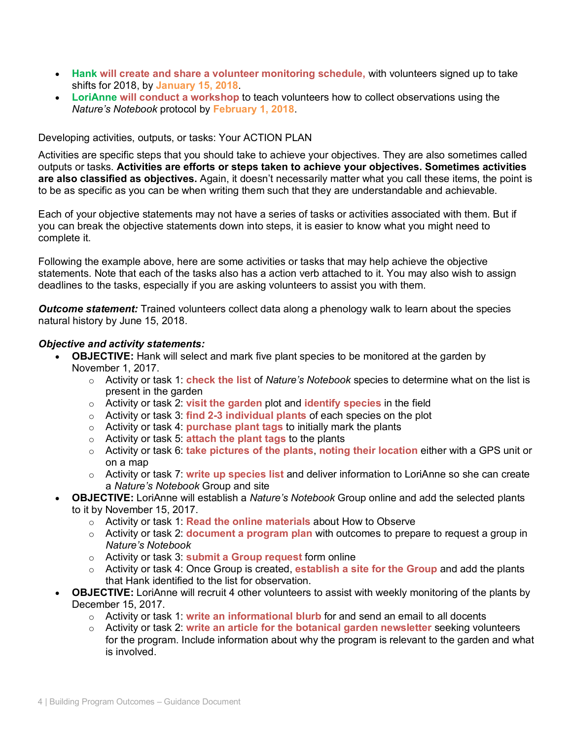- **Hank will create and share a volunteer monitoring schedule,** with volunteers signed up to take shifts for 2018, by **January 15, 2018**.
- **LoriAnne will conduct a workshop** to teach volunteers how to collect observations using the *Nature's Notebook* protocol by **February 1, 2018**.

## Developing activities, outputs, or tasks: Your ACTION PLAN

Activities are specific steps that you should take to achieve your objectives. They are also sometimes called outputs or tasks. **Activities are efforts or steps taken to achieve your objectives. Sometimes activities are also classified as objectives.** Again, it doesn't necessarily matter what you call these items, the point is to be as specific as you can be when writing them such that they are understandable and achievable.

Each of your objective statements may not have a series of tasks or activities associated with them. But if you can break the objective statements down into steps, it is easier to know what you might need to complete it.

Following the example above, here are some activities or tasks that may help achieve the objective statements. Note that each of the tasks also has a action verb attached to it. You may also wish to assign deadlines to the tasks, especially if you are asking volunteers to assist you with them.

***Outcome statement:*** Trained volunteers collect data along a phenology walk to learn about the species natural history by June 15, 2018.

***Objective and activity statements:***

- **OBJECTIVE:** Hank will select and mark five plant species to be monitored at the garden by November 1, 2017.
    - Activity or task 1: **check the list** of *Nature's Notebook* species to determine what on the list is present in the garden
    - Activity or task 2: **visit the garden** plot and **identify species** in the field
    - Activity or task 3: **find 2-3 individual plants** of each species on the plot
    - Activity or task 4: **purchase plant tags** to initially mark the plants
    - Activity or task 5: **attach the plant tags** to the plants
    - Activity or task 6: **take pictures of the plants**, **noting their location** either with a GPS unit or on a map
    - Activity or task 7: **write up species list** and deliver information to LoriAnne so she can create a *Nature's Notebook* Group and site
- **OBJECTIVE:** LoriAnne will establish a *Nature's Notebook* Group online and add the selected plants to it by November 15, 2017.
    - Activity or task 1: **Read the online materials** about How to Observe
    - Activity or task 2: **document a program plan** with outcomes to prepare to request a group in *Nature's Notebook*
    - Activity or task 3: **submit a Group request** form online
    - Activity or task 4: Once Group is created, **establish a site for the Group** and add the plants that Hank identified to the list for observation.
- **OBJECTIVE:** LoriAnne will recruit 4 other volunteers to assist with weekly monitoring of the plants by December 15, 2017.
    - Activity or task 1: **write an informational blurb** for and send an email to all docents
    - Activity or task 2: **write an article for the botanical garden newsletter** seeking volunteers for the program. Include information about why the program is relevant to the garden and what is involved.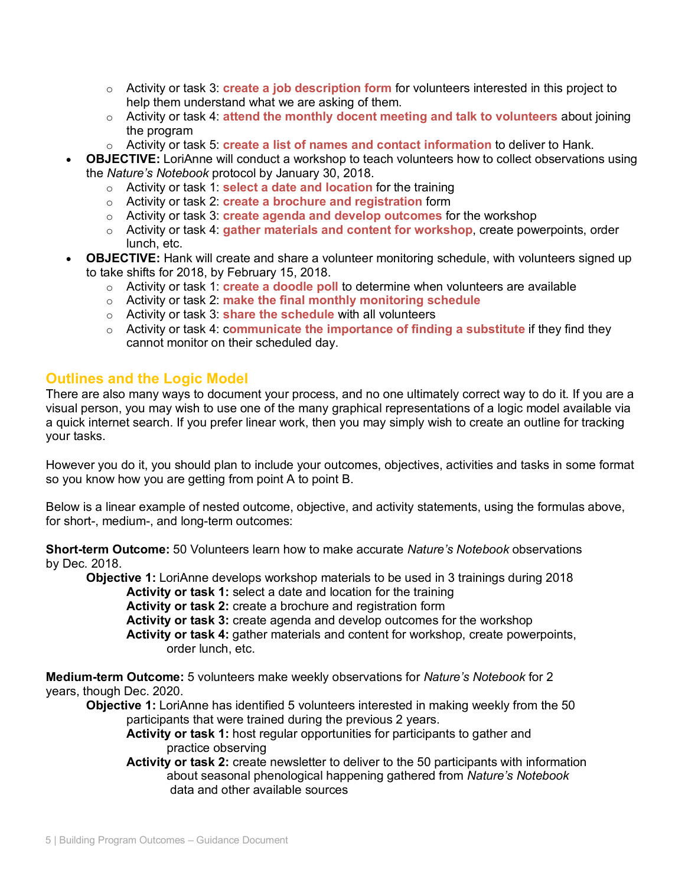- Activity or task 3: **create a job description form** for volunteers interested in this project to help them understand what we are asking of them.
    - Activity or task 4: **attend the monthly docent meeting and talk to volunteers** about joining the program
    - Activity or task 5: **create a list of names and contact information** to deliver to Hank.
- **OBJECTIVE:** LoriAnne will conduct a workshop to teach volunteers how to collect observations using the *Nature's Notebook* protocol by January 30, 2018.
    - Activity or task 1: **select a date and location** for the training
    - Activity or task 2: **create a brochure and registration** form
    - Activity or task 3: **create agenda and develop outcomes** for the workshop
    - Activity or task 4: **gather materials and content for workshop**, create powerpoints, order lunch, etc.
- **OBJECTIVE:** Hank will create and share a volunteer monitoring schedule, with volunteers signed up to take shifts for 2018, by February 15, 2018.
    - Activity or task 1: **create a doodle poll** to determine when volunteers are available
    - Activity or task 2: **make the final monthly monitoring schedule**
    - Activity or task 3: **share the schedule** with all volunteers
    - Activity or task 4: c**ommunicate the importance of finding a substitute** if they find they cannot monitor on their scheduled day.

## Outlines and the Logic Model

There are also many ways to document your process, and no one ultimately correct way to do it. If you are a visual person, you may wish to use one of the many graphical representations of a logic model available via a quick internet search. If you prefer linear work, then you may simply wish to create an outline for tracking your tasks.

However you do it, you should plan to include your outcomes, objectives, activities and tasks in some format so you know how you are getting from point A to point B.

Below is a linear example of nested outcome, objective, and activity statements, using the formulas above, for short-, medium-, and long-term outcomes:

**Short-term Outcome:** 50 Volunteers learn how to make accurate *Nature's Notebook* observations by Dec. 2018.

> **Objective 1:** LoriAnne develops workshop materials to be used in 3 trainings during 2018
>
> > **Activity or task 1:** select a date and location for the training
> > **Activity or task 2:** create a brochure and registration form
> > **Activity or task 3:** create agenda and develop outcomes for the workshop
> > **Activity or task 4:** gather materials and content for workshop, create powerpoints, order lunch, etc.

**Medium-term Outcome:** 5 volunteers make weekly observations for *Nature's Notebook* for 2 years, though Dec. 2020.

> **Objective 1:** LoriAnne has identified 5 volunteers interested in making weekly from the 50 participants that were trained during the previous 2 years.
>
> > **Activity or task 1:** host regular opportunities for participants to gather and practice observing
> > **Activity or task 2:** create newsletter to deliver to the 50 participants with information about seasonal phenological happening gathered from *Nature's Notebook* data and other available sources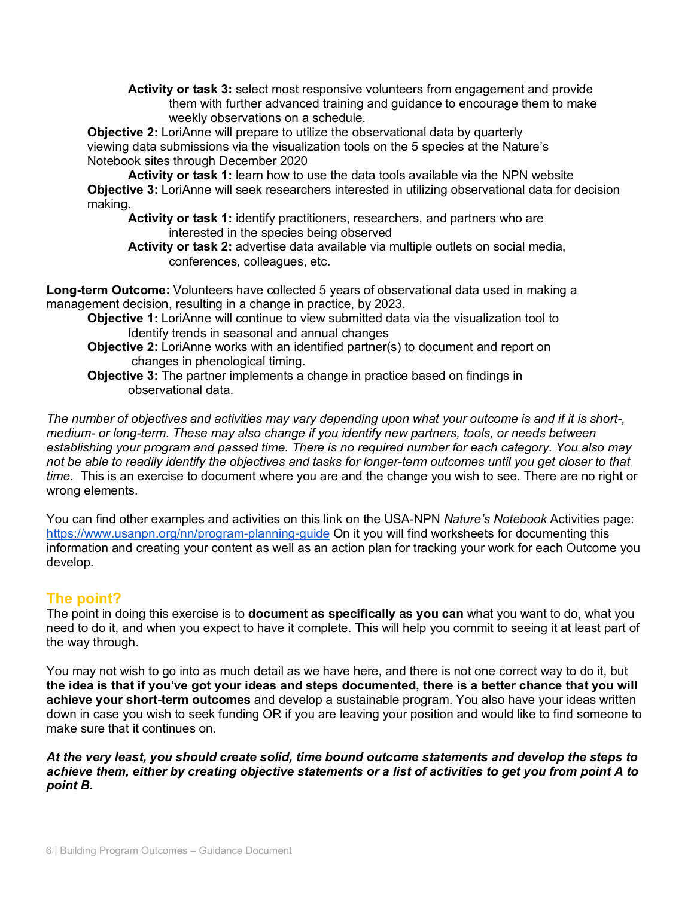**Activity or task 3:** select most responsive volunteers from engagement and provide them with further advanced training and guidance to encourage them to make weekly observations on a schedule.

**Objective 2:** LoriAnne will prepare to utilize the observational data by quarterly viewing data submissions via the visualization tools on the 5 species at the Nature's Notebook sites through December 2020

**Activity or task 1:** learn how to use the data tools available via the NPN website

**Objective 3:** LoriAnne will seek researchers interested in utilizing observational data for decision making.

**Activity or task 1:** identify practitioners, researchers, and partners who are interested in the species being observed

**Activity or task 2:** advertise data available via multiple outlets on social media, conferences, colleagues, etc.

**Long-term Outcome:** Volunteers have collected 5 years of observational data used in making a management decision, resulting in a change in practice, by 2023.

**Objective 1:** LoriAnne will continue to view submitted data via the visualization tool to Identify trends in seasonal and annual changes

**Objective 2:** LoriAnne works with an identified partner(s) to document and report on changes in phenological timing.

**Objective 3:** The partner implements a change in practice based on findings in observational data.

*The number of objectives and activities may vary depending upon what your outcome is and if it is short-, medium- or long-term. These may also change if you identify new partners, tools, or needs between establishing your program and passed time. There is no required number for each category. You also may not be able to readily identify the objectives and tasks for longer-term outcomes until you get closer to that time.* This is an exercise to document where you are and the change you wish to see. There are no right or wrong elements.

You can find other examples and activities on this link on the USA-NPN *Nature's Notebook* Activities page: https://www.usanpn.org/nn/program-planning-guide On it you will find worksheets for documenting this information and creating your content as well as an action plan for tracking your work for each Outcome you develop.

## The point?

The point in doing this exercise is to **document as specifically as you can** what you want to do, what you need to do it, and when you expect to have it complete. This will help you commit to seeing it at least part of the way through.

You may not wish to go into as much detail as we have here, and there is not one correct way to do it, but **the idea is that if you've got your ideas and steps documented, there is a better chance that you will achieve your short-term outcomes** and develop a sustainable program. You also have your ideas written down in case you wish to seek funding OR if you are leaving your position and would like to find someone to make sure that it continues on.

***At the very least, you should create solid, time bound outcome statements and develop the steps to achieve them, either by creating objective statements or a list of activities to get you from point A to point B.***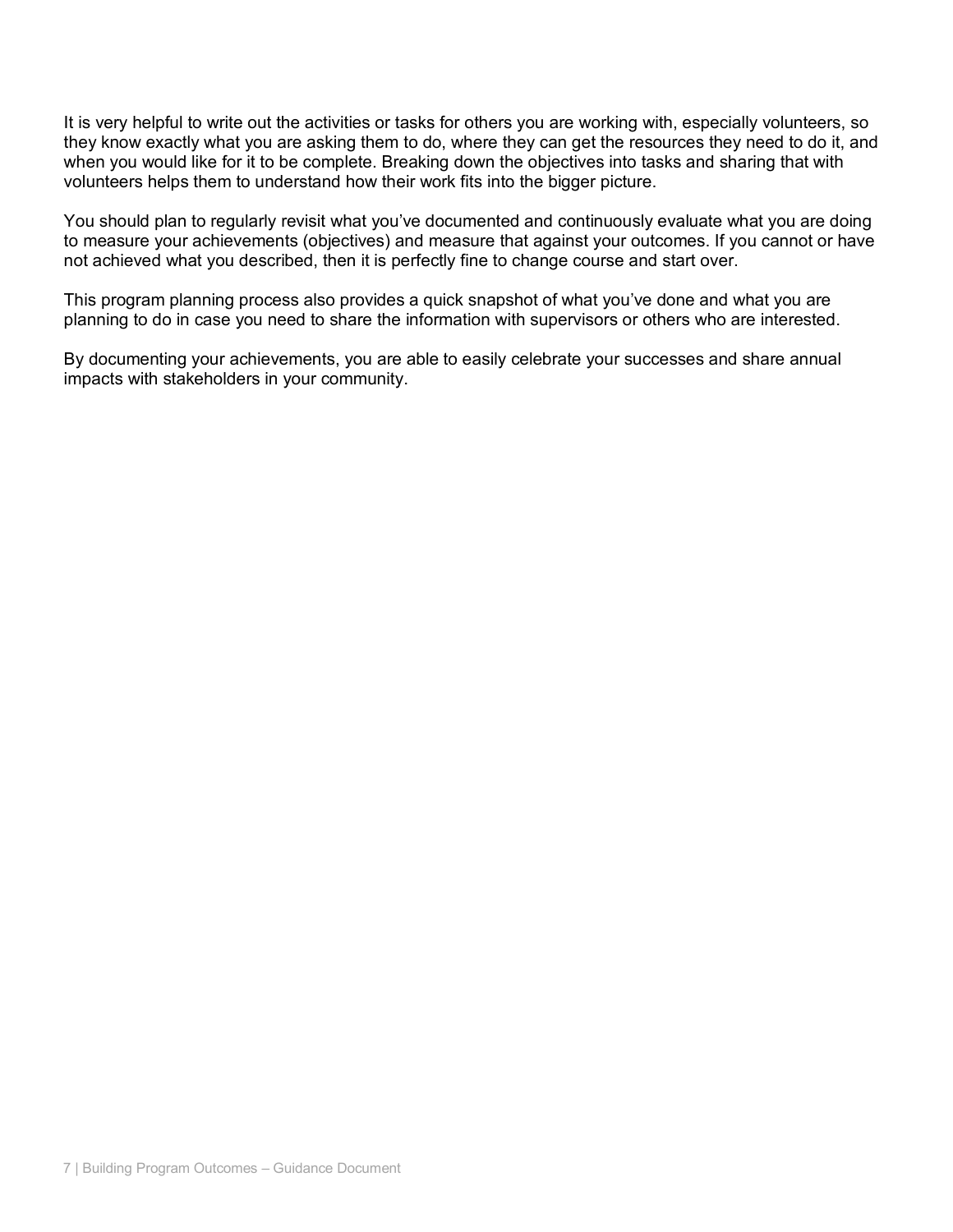It is very helpful to write out the activities or tasks for others you are working with, especially volunteers, so they know exactly what you are asking them to do, where they can get the resources they need to do it, and when you would like for it to be complete. Breaking down the objectives into tasks and sharing that with volunteers helps them to understand how their work fits into the bigger picture.

You should plan to regularly revisit what you've documented and continuously evaluate what you are doing to measure your achievements (objectives) and measure that against your outcomes. If you cannot or have not achieved what you described, then it is perfectly fine to change course and start over.

This program planning process also provides a quick snapshot of what you've done and what you are planning to do in case you need to share the information with supervisors or others who are interested.

By documenting your achievements, you are able to easily celebrate your successes and share annual impacts with stakeholders in your community.